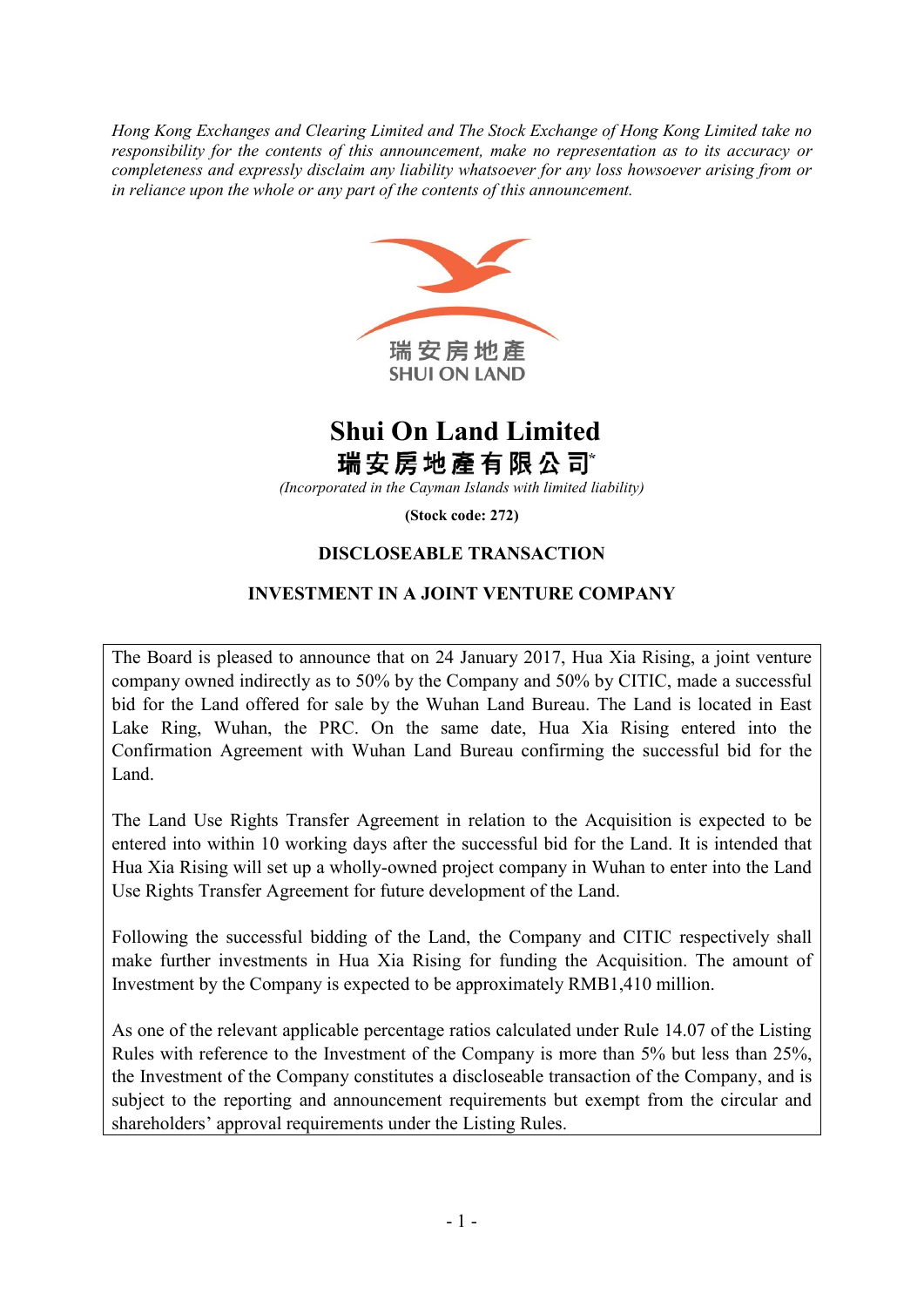*Hong Kong Exchanges and Clearing Limited and The Stock Exchange of Hong Kong Limited take no responsibility for the contents of this announcement, make no representation as to its accuracy or completeness and expressly disclaim any liability whatsoever for any loss howsoever arising from or in reliance upon the whole or any part of the contents of this announcement.*

瑞安房地產
SHUI ON LAND

# Shui On Land Limited
# 瑞安房地產有限公司*

*(Incorporated in the Cayman Islands with limited liability)*

**(Stock code: 272)**

## DISCLOSEABLE TRANSACTION

## INVESTMENT IN A JOINT VENTURE COMPANY

The Board is pleased to announce that on 24 January 2017, Hua Xia Rising, a joint venture company owned indirectly as to 50% by the Company and 50% by CITIC, made a successful bid for the Land offered for sale by the Wuhan Land Bureau. The Land is located in East Lake Ring, Wuhan, the PRC. On the same date, Hua Xia Rising entered into the Confirmation Agreement with Wuhan Land Bureau confirming the successful bid for the Land.

The Land Use Rights Transfer Agreement in relation to the Acquisition is expected to be entered into within 10 working days after the successful bid for the Land. It is intended that Hua Xia Rising will set up a wholly-owned project company in Wuhan to enter into the Land Use Rights Transfer Agreement for future development of the Land.

Following the successful bidding of the Land, the Company and CITIC respectively shall make further investments in Hua Xia Rising for funding the Acquisition. The amount of Investment by the Company is expected to be approximately RMB1,410 million.

As one of the relevant applicable percentage ratios calculated under Rule 14.07 of the Listing Rules with reference to the Investment of the Company is more than 5% but less than 25%, the Investment of the Company constitutes a discloseable transaction of the Company, and is subject to the reporting and announcement requirements but exempt from the circular and shareholders' approval requirements under the Listing Rules.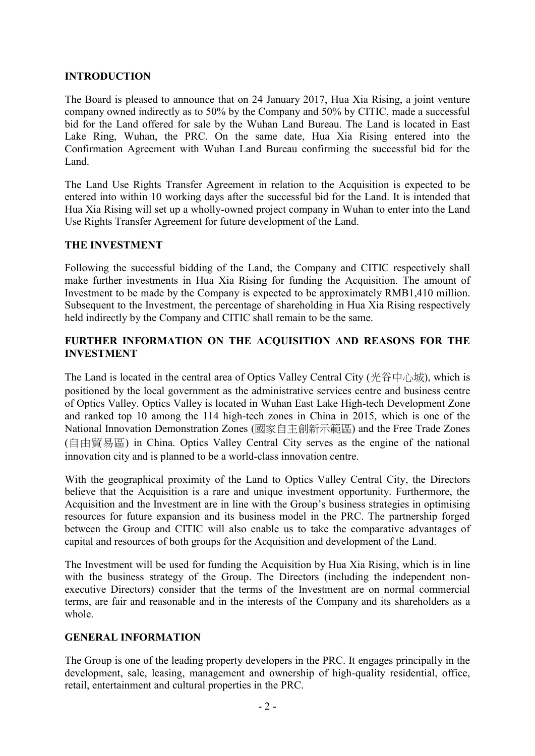## INTRODUCTION

The Board is pleased to announce that on 24 January 2017, Hua Xia Rising, a joint venture company owned indirectly as to 50% by the Company and 50% by CITIC, made a successful bid for the Land offered for sale by the Wuhan Land Bureau. The Land is located in East Lake Ring, Wuhan, the PRC. On the same date, Hua Xia Rising entered into the Confirmation Agreement with Wuhan Land Bureau confirming the successful bid for the Land.

The Land Use Rights Transfer Agreement in relation to the Acquisition is expected to be entered into within 10 working days after the successful bid for the Land. It is intended that Hua Xia Rising will set up a wholly-owned project company in Wuhan to enter into the Land Use Rights Transfer Agreement for future development of the Land.

## THE INVESTMENT

Following the successful bidding of the Land, the Company and CITIC respectively shall make further investments in Hua Xia Rising for funding the Acquisition. The amount of Investment to be made by the Company is expected to be approximately RMB1,410 million. Subsequent to the Investment, the percentage of shareholding in Hua Xia Rising respectively held indirectly by the Company and CITIC shall remain to be the same.

## FURTHER INFORMATION ON THE ACQUISITION AND REASONS FOR THE INVESTMENT

The Land is located in the central area of Optics Valley Central City (光谷中心城), which is positioned by the local government as the administrative services centre and business centre of Optics Valley. Optics Valley is located in Wuhan East Lake High-tech Development Zone and ranked top 10 among the 114 high-tech zones in China in 2015, which is one of the National Innovation Demonstration Zones (國家自主創新示範區) and the Free Trade Zones (自由貿易區) in China. Optics Valley Central City serves as the engine of the national innovation city and is planned to be a world-class innovation centre.

With the geographical proximity of the Land to Optics Valley Central City, the Directors believe that the Acquisition is a rare and unique investment opportunity. Furthermore, the Acquisition and the Investment are in line with the Group's business strategies in optimising resources for future expansion and its business model in the PRC. The partnership forged between the Group and CITIC will also enable us to take the comparative advantages of capital and resources of both groups for the Acquisition and development of the Land.

The Investment will be used for funding the Acquisition by Hua Xia Rising, which is in line with the business strategy of the Group. The Directors (including the independent non-executive Directors) consider that the terms of the Investment are on normal commercial terms, are fair and reasonable and in the interests of the Company and its shareholders as a whole.

## GENERAL INFORMATION

The Group is one of the leading property developers in the PRC. It engages principally in the development, sale, leasing, management and ownership of high-quality residential, office, retail, entertainment and cultural properties in the PRC.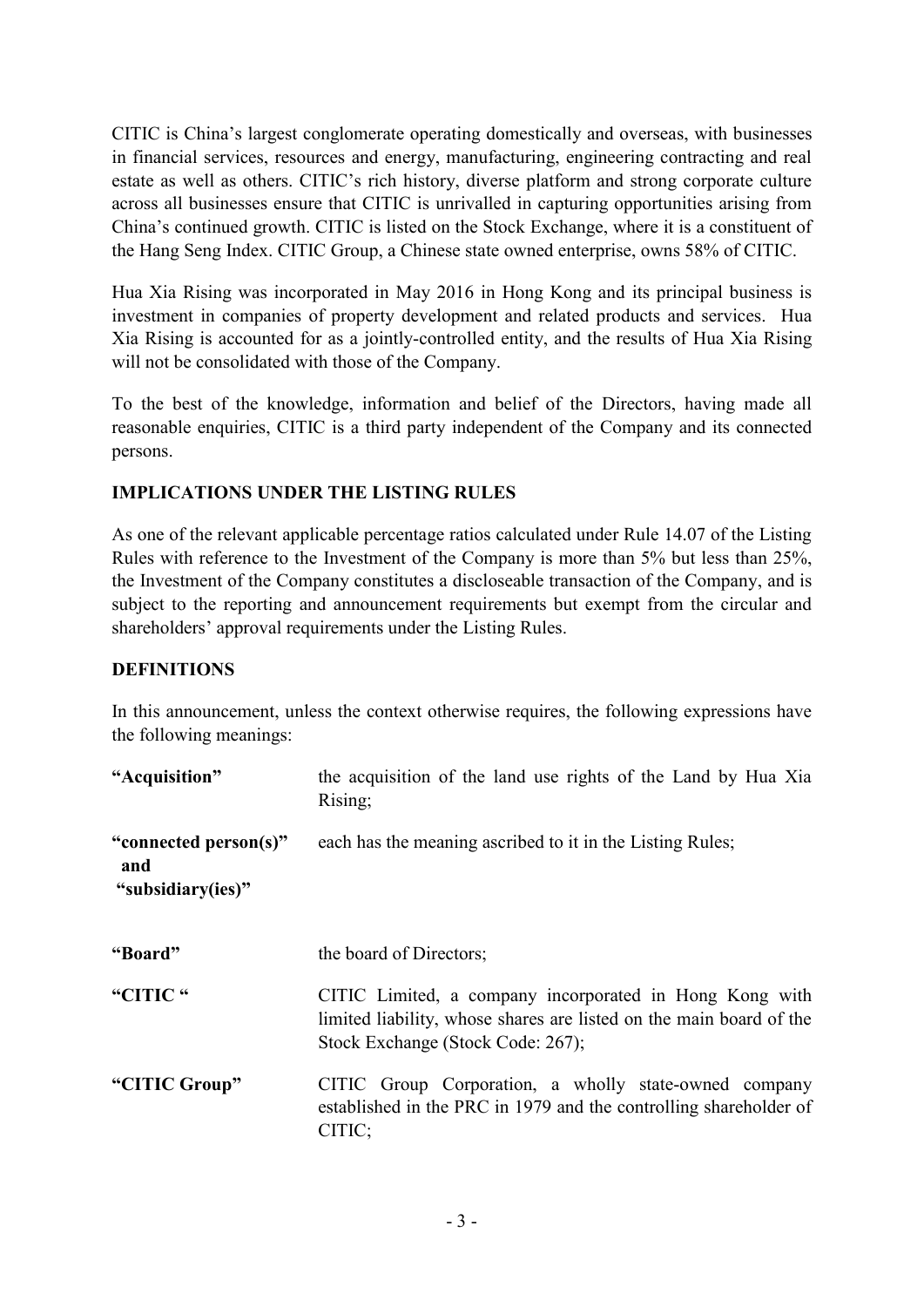CITIC is China's largest conglomerate operating domestically and overseas, with businesses in financial services, resources and energy, manufacturing, engineering contracting and real estate as well as others. CITIC's rich history, diverse platform and strong corporate culture across all businesses ensure that CITIC is unrivalled in capturing opportunities arising from China's continued growth. CITIC is listed on the Stock Exchange, where it is a constituent of the Hang Seng Index. CITIC Group, a Chinese state owned enterprise, owns 58% of CITIC.

Hua Xia Rising was incorporated in May 2016 in Hong Kong and its principal business is investment in companies of property development and related products and services. Hua Xia Rising is accounted for as a jointly-controlled entity, and the results of Hua Xia Rising will not be consolidated with those of the Company.

To the best of the knowledge, information and belief of the Directors, having made all reasonable enquiries, CITIC is a third party independent of the Company and its connected persons.

## IMPLICATIONS UNDER THE LISTING RULES

As one of the relevant applicable percentage ratios calculated under Rule 14.07 of the Listing Rules with reference to the Investment of the Company is more than 5% but less than 25%, the Investment of the Company constitutes a discloseable transaction of the Company, and is subject to the reporting and announcement requirements but exempt from the circular and shareholders' approval requirements under the Listing Rules.

## DEFINITIONS

In this announcement, unless the context otherwise requires, the following expressions have the following meanings:

| | |
|---|---|
| **"Acquisition"** | the acquisition of the land use rights of the Land by Hua Xia Rising; |
| **"connected person(s)" and "subsidiary(ies)"** | each has the meaning ascribed to it in the Listing Rules; |
| **"Board"** | the board of Directors; |
| **"CITIC "** | CITIC Limited, a company incorporated in Hong Kong with limited liability, whose shares are listed on the main board of the Stock Exchange (Stock Code: 267); |
| **"CITIC Group"** | CITIC Group Corporation, a wholly state-owned company established in the PRC in 1979 and the controlling shareholder of CITIC; |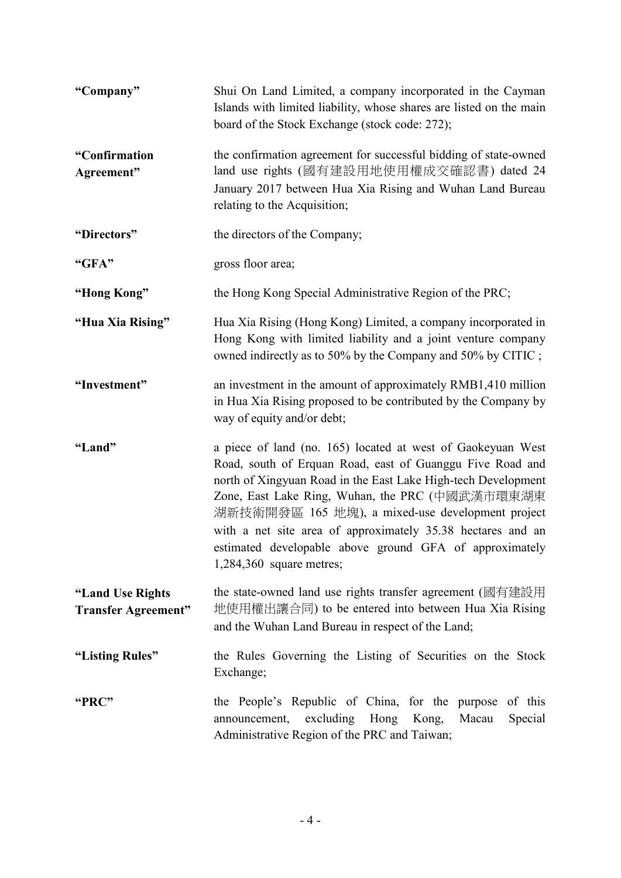| | |
|---|---|
| **"Company"** | Shui On Land Limited, a company incorporated in the Cayman Islands with limited liability, whose shares are listed on the main board of the Stock Exchange (stock code: 272); |
| **"Confirmation Agreement"** | the confirmation agreement for successful bidding of state-owned land use rights (國有建設用地使用權成交確認書) dated 24 January 2017 between Hua Xia Rising and Wuhan Land Bureau relating to the Acquisition; |
| **"Directors"** | the directors of the Company; |
| **"GFA"** | gross floor area; |
| **"Hong Kong"** | the Hong Kong Special Administrative Region of the PRC; |
| **"Hua Xia Rising"** | Hua Xia Rising (Hong Kong) Limited, a company incorporated in Hong Kong with limited liability and a joint venture company owned indirectly as to 50% by the Company and 50% by CITIC ; |
| **"Investment"** | an investment in the amount of approximately RMB1,410 million in Hua Xia Rising proposed to be contributed by the Company by way of equity and/or debt; |
| **"Land"** | a piece of land (no. 165) located at west of Gaokeyuan West Road, south of Erquan Road, east of Guanggu Five Road and north of Xingyuan Road in the East Lake High-tech Development Zone, East Lake Ring, Wuhan, the PRC (中國武漢市環東湖東湖新技術開發區 165 地塊), a mixed-use development project with a net site area of approximately 35.38 hectares and an estimated developable above ground GFA of approximately 1,284,360 square metres; |
| **"Land Use Rights Transfer Agreement"** | the state-owned land use rights transfer agreement (國有建設用地使用權出讓合同) to be entered into between Hua Xia Rising and the Wuhan Land Bureau in respect of the Land; |
| **"Listing Rules"** | the Rules Governing the Listing of Securities on the Stock Exchange; |
| **"PRC"** | the People's Republic of China, for the purpose of this announcement, excluding Hong Kong, Macau Special Administrative Region of the PRC and Taiwan; |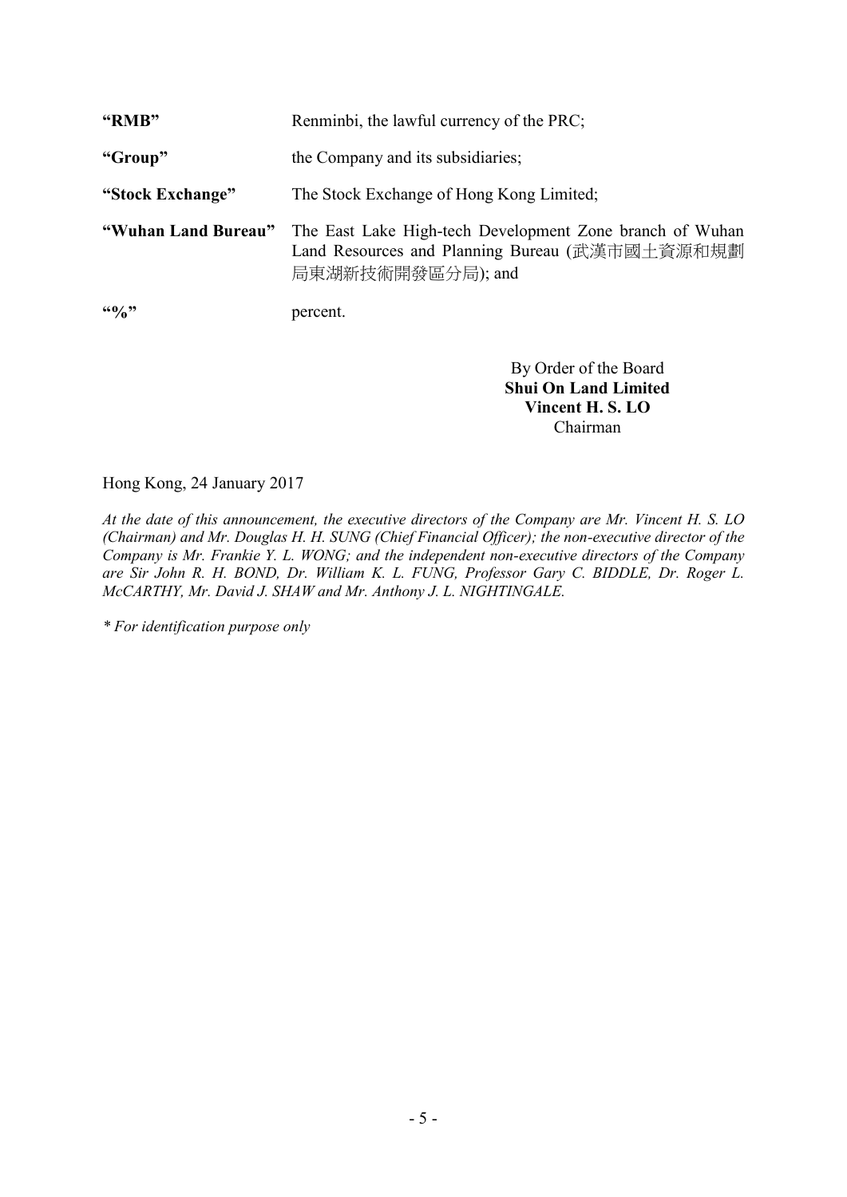| | |
|---|---|
| **"RMB"** | Renminbi, the lawful currency of the PRC; |
| **"Group"** | the Company and its subsidiaries; |
| **"Stock Exchange"** | The Stock Exchange of Hong Kong Limited; |
| **"Wuhan Land Bureau"** | The East Lake High-tech Development Zone branch of Wuhan Land Resources and Planning Bureau (武漢市國土資源和規劃局東湖新技術開發區分局); and |
| **"%"** | percent. |

By Order of the Board
**Shui On Land Limited**
**Vincent H. S. LO**
Chairman

Hong Kong, 24 January 2017

*At the date of this announcement, the executive directors of the Company are Mr. Vincent H. S. LO (Chairman) and Mr. Douglas H. H. SUNG (Chief Financial Officer); the non-executive director of the Company is Mr. Frankie Y. L. WONG; and the independent non-executive directors of the Company are Sir John R. H. BOND, Dr. William K. L. FUNG, Professor Gary C. BIDDLE, Dr. Roger L. McCARTHY, Mr. David J. SHAW and Mr. Anthony J. L. NIGHTINGALE.*

*\* For identification purpose only*